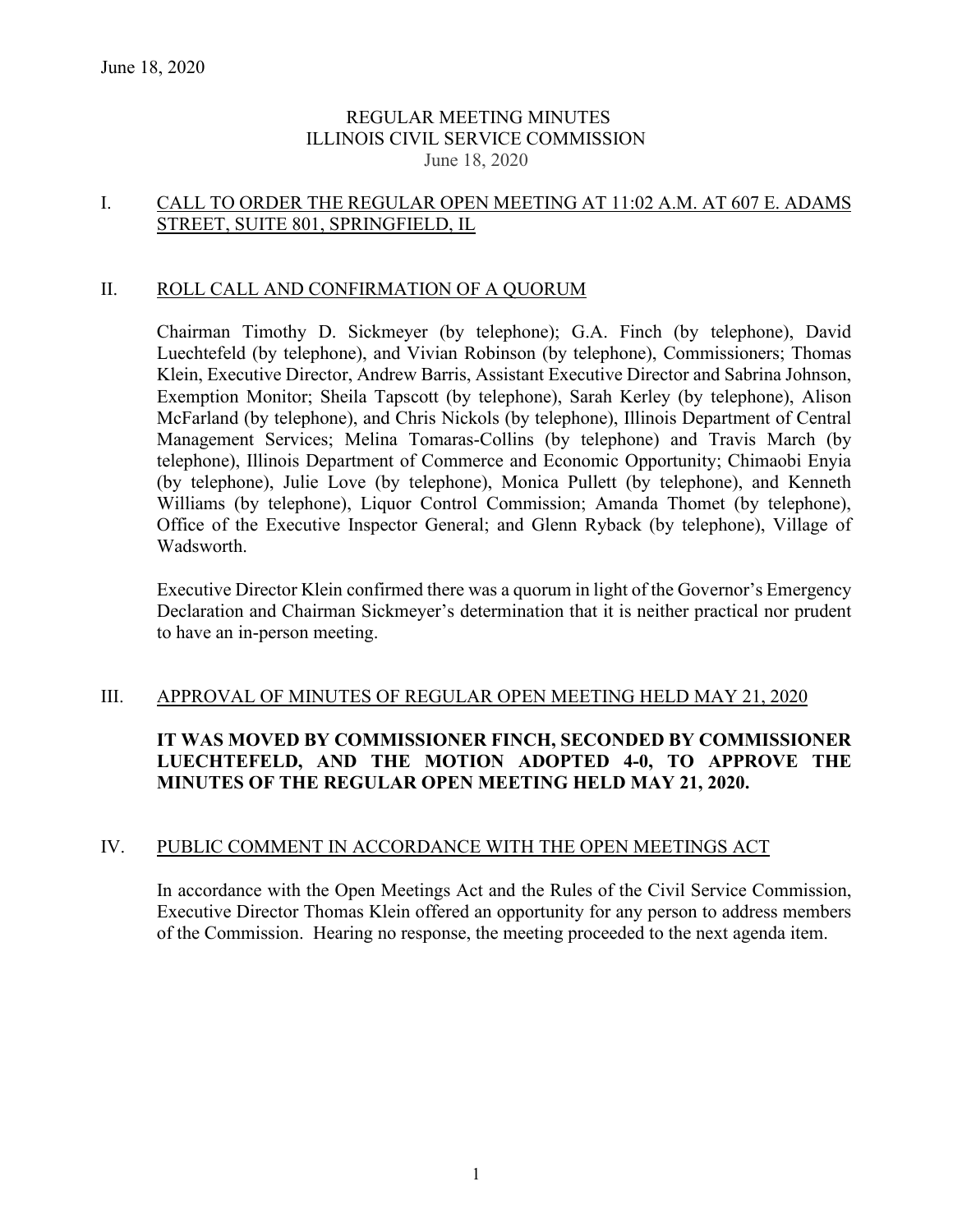# REGULAR MEETING MINUTES
# ILLINOIS CIVIL SERVICE COMMISSION
June 18, 2020

## I. CALL TO ORDER THE REGULAR OPEN MEETING AT 11:02 A.M. AT 607 E. ADAMS STREET, SUITE 801, SPRINGFIELD, IL

## II. ROLL CALL AND CONFIRMATION OF A QUORUM

Chairman Timothy D. Sickmeyer (by telephone); G.A. Finch (by telephone), David Luechtefeld (by telephone), and Vivian Robinson (by telephone), Commissioners; Thomas Klein, Executive Director, Andrew Barris, Assistant Executive Director and Sabrina Johnson, Exemption Monitor; Sheila Tapscott (by telephone), Sarah Kerley (by telephone), Alison McFarland (by telephone), and Chris Nickols (by telephone), Illinois Department of Central Management Services; Melina Tomaras-Collins (by telephone) and Travis March (by telephone), Illinois Department of Commerce and Economic Opportunity; Chimaobi Enyia (by telephone), Julie Love (by telephone), Monica Pullett (by telephone), and Kenneth Williams (by telephone), Liquor Control Commission; Amanda Thomet (by telephone), Office of the Executive Inspector General; and Glenn Ryback (by telephone), Village of Wadsworth.

Executive Director Klein confirmed there was a quorum in light of the Governor's Emergency Declaration and Chairman Sickmeyer's determination that it is neither practical nor prudent to have an in-person meeting.

## III. APPROVAL OF MINUTES OF REGULAR OPEN MEETING HELD MAY 21, 2020

**IT WAS MOVED BY COMMISSIONER FINCH, SECONDED BY COMMISSIONER LUECHTEFELD, AND THE MOTION ADOPTED 4-0, TO APPROVE THE MINUTES OF THE REGULAR OPEN MEETING HELD MAY 21, 2020.**

## IV. PUBLIC COMMENT IN ACCORDANCE WITH THE OPEN MEETINGS ACT

In accordance with the Open Meetings Act and the Rules of the Civil Service Commission, Executive Director Thomas Klein offered an opportunity for any person to address members of the Commission. Hearing no response, the meeting proceeded to the next agenda item.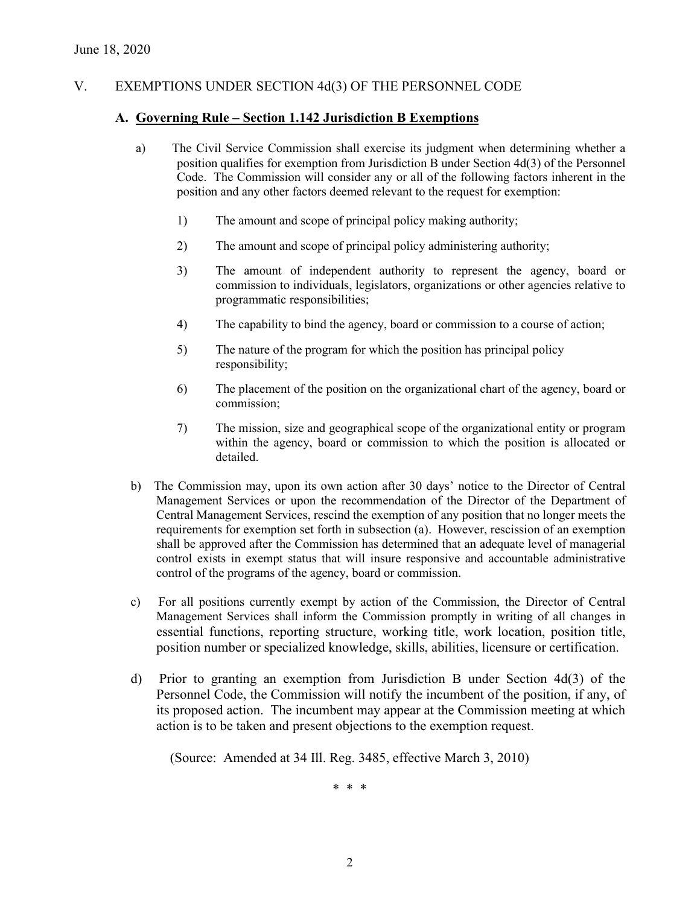## V. EXEMPTIONS UNDER SECTION 4d(3) OF THE PERSONNEL CODE

### A. Governing Rule – Section 1.142 Jurisdiction B Exemptions

a) The Civil Service Commission shall exercise its judgment when determining whether a position qualifies for exemption from Jurisdiction B under Section 4d(3) of the Personnel Code. The Commission will consider any or all of the following factors inherent in the position and any other factors deemed relevant to the request for exemption:

1) The amount and scope of principal policy making authority;

2) The amount and scope of principal policy administering authority;

3) The amount of independent authority to represent the agency, board or commission to individuals, legislators, organizations or other agencies relative to programmatic responsibilities;

4) The capability to bind the agency, board or commission to a course of action;

5) The nature of the program for which the position has principal policy responsibility;

6) The placement of the position on the organizational chart of the agency, board or commission;

7) The mission, size and geographical scope of the organizational entity or program within the agency, board or commission to which the position is allocated or detailed.

b) The Commission may, upon its own action after 30 days' notice to the Director of Central Management Services or upon the recommendation of the Director of the Department of Central Management Services, rescind the exemption of any position that no longer meets the requirements for exemption set forth in subsection (a). However, rescission of an exemption shall be approved after the Commission has determined that an adequate level of managerial control exists in exempt status that will insure responsive and accountable administrative control of the programs of the agency, board or commission.

c) For all positions currently exempt by action of the Commission, the Director of Central Management Services shall inform the Commission promptly in writing of all changes in essential functions, reporting structure, working title, work location, position title, position number or specialized knowledge, skills, abilities, licensure or certification.

d) Prior to granting an exemption from Jurisdiction B under Section 4d(3) of the Personnel Code, the Commission will notify the incumbent of the position, if any, of its proposed action. The incumbent may appear at the Commission meeting at which action is to be taken and present objections to the exemption request.

(Source: Amended at 34 Ill. Reg. 3485, effective March 3, 2010)

\* \* \*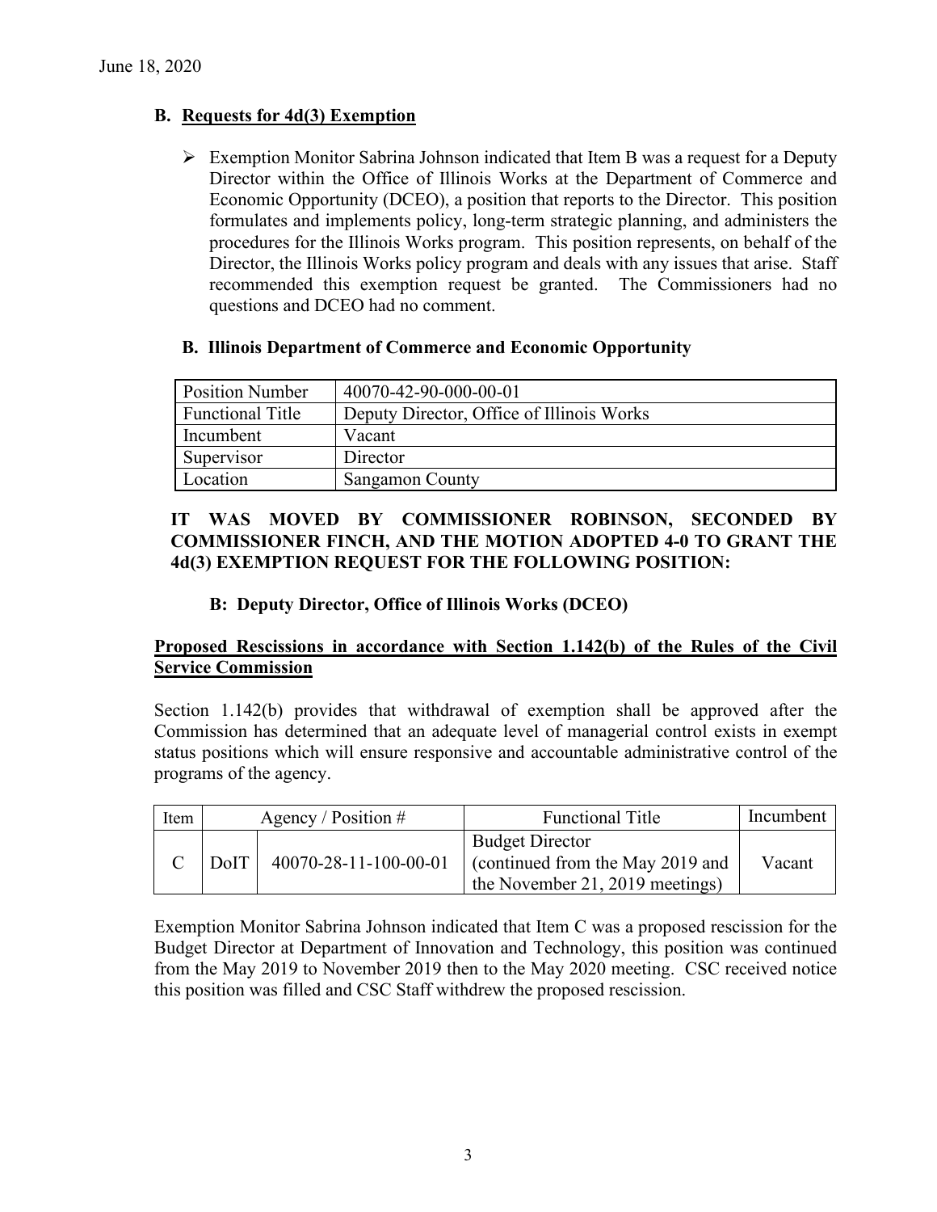June 18, 2020

### B. Requests for 4d(3) Exemption

- Exemption Monitor Sabrina Johnson indicated that Item B was a request for a Deputy Director within the Office of Illinois Works at the Department of Commerce and Economic Opportunity (DCEO), a position that reports to the Director. This position formulates and implements policy, long-term strategic planning, and administers the procedures for the Illinois Works program. This position represents, on behalf of the Director, the Illinois Works policy program and deals with any issues that arise. Staff recommended this exemption request be granted. The Commissioners had no questions and DCEO had no comment.

**B. Illinois Department of Commerce and Economic Opportunity**

| Position Number | 40070-42-90-000-00-01 |
|---|---|
| Functional Title | Deputy Director, Office of Illinois Works |
| Incumbent | Vacant |
| Supervisor | Director |
| Location | Sangamon County |

**IT WAS MOVED BY COMMISSIONER ROBINSON, SECONDED BY COMMISSIONER FINCH, AND THE MOTION ADOPTED 4-0 TO GRANT THE 4d(3) EXEMPTION REQUEST FOR THE FOLLOWING POSITION:**

**B: Deputy Director, Office of Illinois Works (DCEO)**

**Proposed Rescissions in accordance with Section 1.142(b) of the Rules of the Civil Service Commission**

Section 1.142(b) provides that withdrawal of exemption shall be approved after the Commission has determined that an adequate level of managerial control exists in exempt status positions which will ensure responsive and accountable administrative control of the programs of the agency.

| Item | Agency / Position # | | Functional Title | Incumbent |
|---|---|---|---|---|
| C | DoIT | 40070-28-11-100-00-01 | Budget Director (continued from the May 2019 and the November 21, 2019 meetings) | Vacant |

Exemption Monitor Sabrina Johnson indicated that Item C was a proposed rescission for the Budget Director at Department of Innovation and Technology, this position was continued from the May 2019 to November 2019 then to the May 2020 meeting. CSC received notice this position was filled and CSC Staff withdrew the proposed rescission.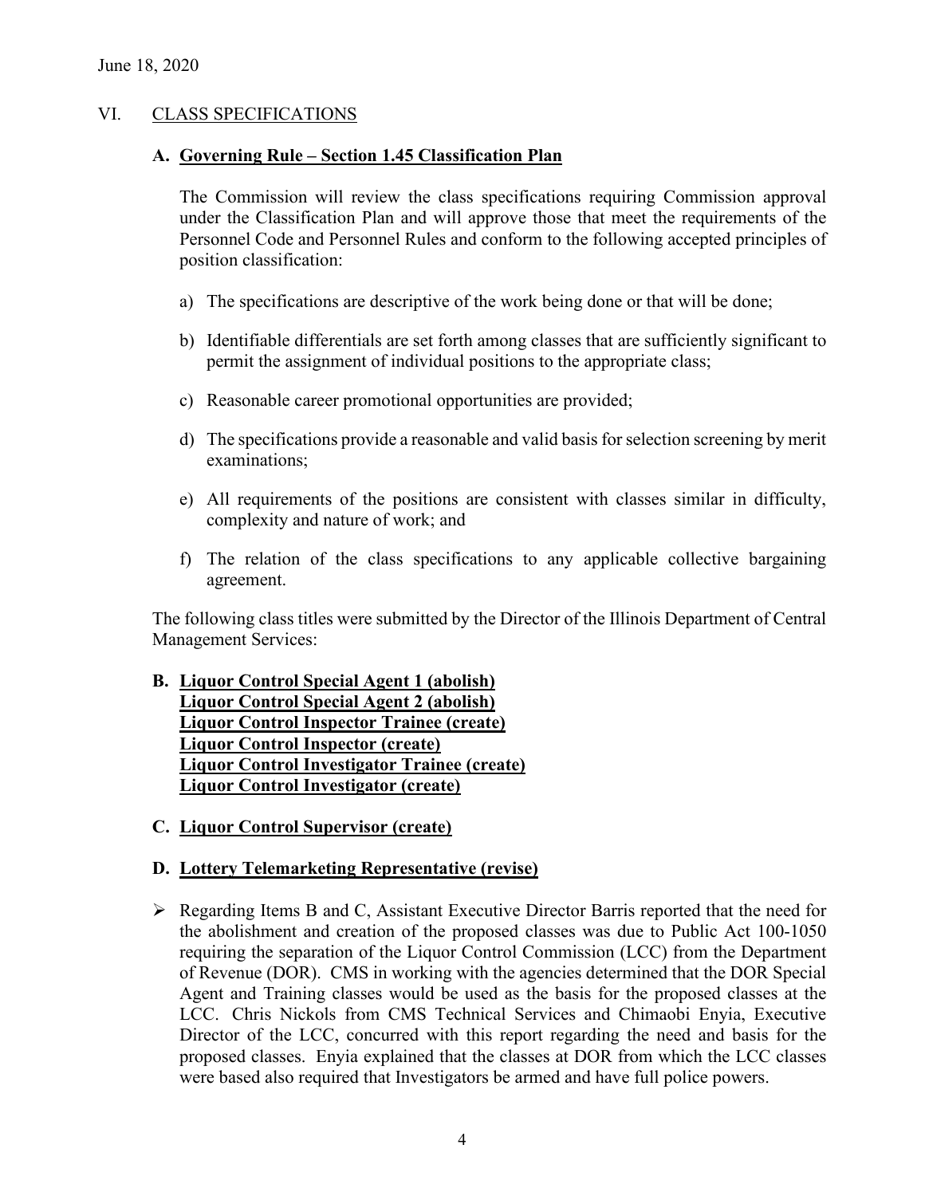June 18, 2020

## VI. CLASS SPECIFICATIONS

### A. Governing Rule – Section 1.45 Classification Plan

The Commission will review the class specifications requiring Commission approval under the Classification Plan and will approve those that meet the requirements of the Personnel Code and Personnel Rules and conform to the following accepted principles of position classification:

a) The specifications are descriptive of the work being done or that will be done;

b) Identifiable differentials are set forth among classes that are sufficiently significant to permit the assignment of individual positions to the appropriate class;

c) Reasonable career promotional opportunities are provided;

d) The specifications provide a reasonable and valid basis for selection screening by merit examinations;

e) All requirements of the positions are consistent with classes similar in difficulty, complexity and nature of work; and

f) The relation of the class specifications to any applicable collective bargaining agreement.

The following class titles were submitted by the Director of the Illinois Department of Central Management Services:

### B. Liquor Control Special Agent 1 (abolish)
**Liquor Control Special Agent 2 (abolish)**
**Liquor Control Inspector Trainee (create)**
**Liquor Control Inspector (create)**
**Liquor Control Investigator Trainee (create)**
**Liquor Control Investigator (create)**

### C. Liquor Control Supervisor (create)

### D. Lottery Telemarketing Representative (revise)

- Regarding Items B and C, Assistant Executive Director Barris reported that the need for the abolishment and creation of the proposed classes was due to Public Act 100-1050 requiring the separation of the Liquor Control Commission (LCC) from the Department of Revenue (DOR). CMS in working with the agencies determined that the DOR Special Agent and Training classes would be used as the basis for the proposed classes at the LCC. Chris Nickols from CMS Technical Services and Chimaobi Enyia, Executive Director of the LCC, concurred with this report regarding the need and basis for the proposed classes. Enyia explained that the classes at DOR from which the LCC classes were based also required that Investigators be armed and have full police powers.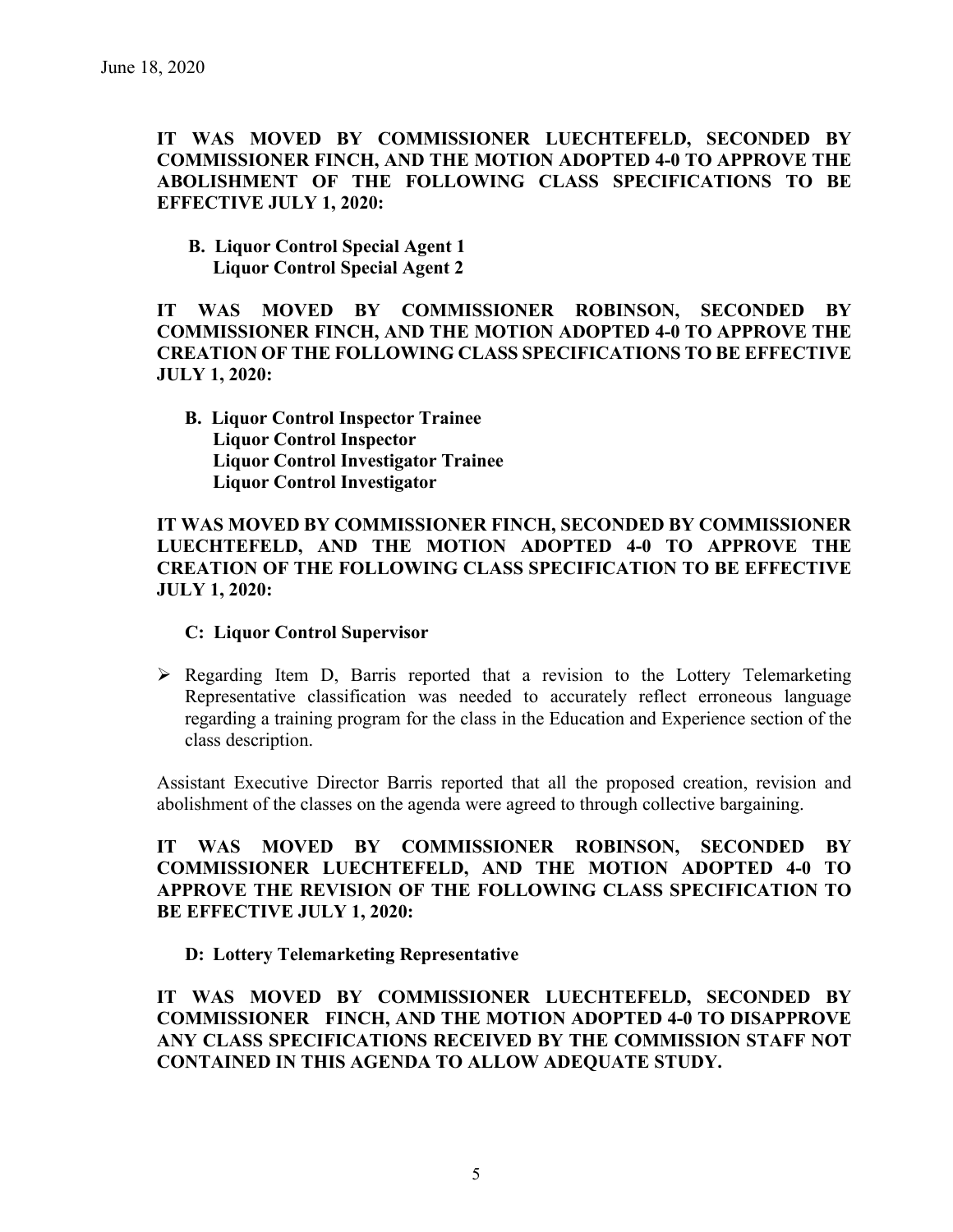June 18, 2020

**IT WAS MOVED BY COMMISSIONER LUECHTEFELD, SECONDED BY COMMISSIONER FINCH, AND THE MOTION ADOPTED 4-0 TO APPROVE THE ABOLISHMENT OF THE FOLLOWING CLASS SPECIFICATIONS TO BE EFFECTIVE JULY 1, 2020:**

**B. Liquor Control Special Agent 1**
**Liquor Control Special Agent 2**

**IT WAS MOVED BY COMMISSIONER ROBINSON, SECONDED BY COMMISSIONER FINCH, AND THE MOTION ADOPTED 4-0 TO APPROVE THE CREATION OF THE FOLLOWING CLASS SPECIFICATIONS TO BE EFFECTIVE JULY 1, 2020:**

**B. Liquor Control Inspector Trainee**
**Liquor Control Inspector**
**Liquor Control Investigator Trainee**
**Liquor Control Investigator**

**IT WAS MOVED BY COMMISSIONER FINCH, SECONDED BY COMMISSIONER LUECHTEFELD, AND THE MOTION ADOPTED 4-0 TO APPROVE THE CREATION OF THE FOLLOWING CLASS SPECIFICATION TO BE EFFECTIVE JULY 1, 2020:**

**C: Liquor Control Supervisor**

- Regarding Item D, Barris reported that a revision to the Lottery Telemarketing Representative classification was needed to accurately reflect erroneous language regarding a training program for the class in the Education and Experience section of the class description.

Assistant Executive Director Barris reported that all the proposed creation, revision and abolishment of the classes on the agenda were agreed to through collective bargaining.

**IT WAS MOVED BY COMMISSIONER ROBINSON, SECONDED BY COMMISSIONER LUECHTEFELD, AND THE MOTION ADOPTED 4-0 TO APPROVE THE REVISION OF THE FOLLOWING CLASS SPECIFICATION TO BE EFFECTIVE JULY 1, 2020:**

**D: Lottery Telemarketing Representative**

**IT WAS MOVED BY COMMISSIONER LUECHTEFELD, SECONDED BY COMMISSIONER FINCH, AND THE MOTION ADOPTED 4-0 TO DISAPPROVE ANY CLASS SPECIFICATIONS RECEIVED BY THE COMMISSION STAFF NOT CONTAINED IN THIS AGENDA TO ALLOW ADEQUATE STUDY.**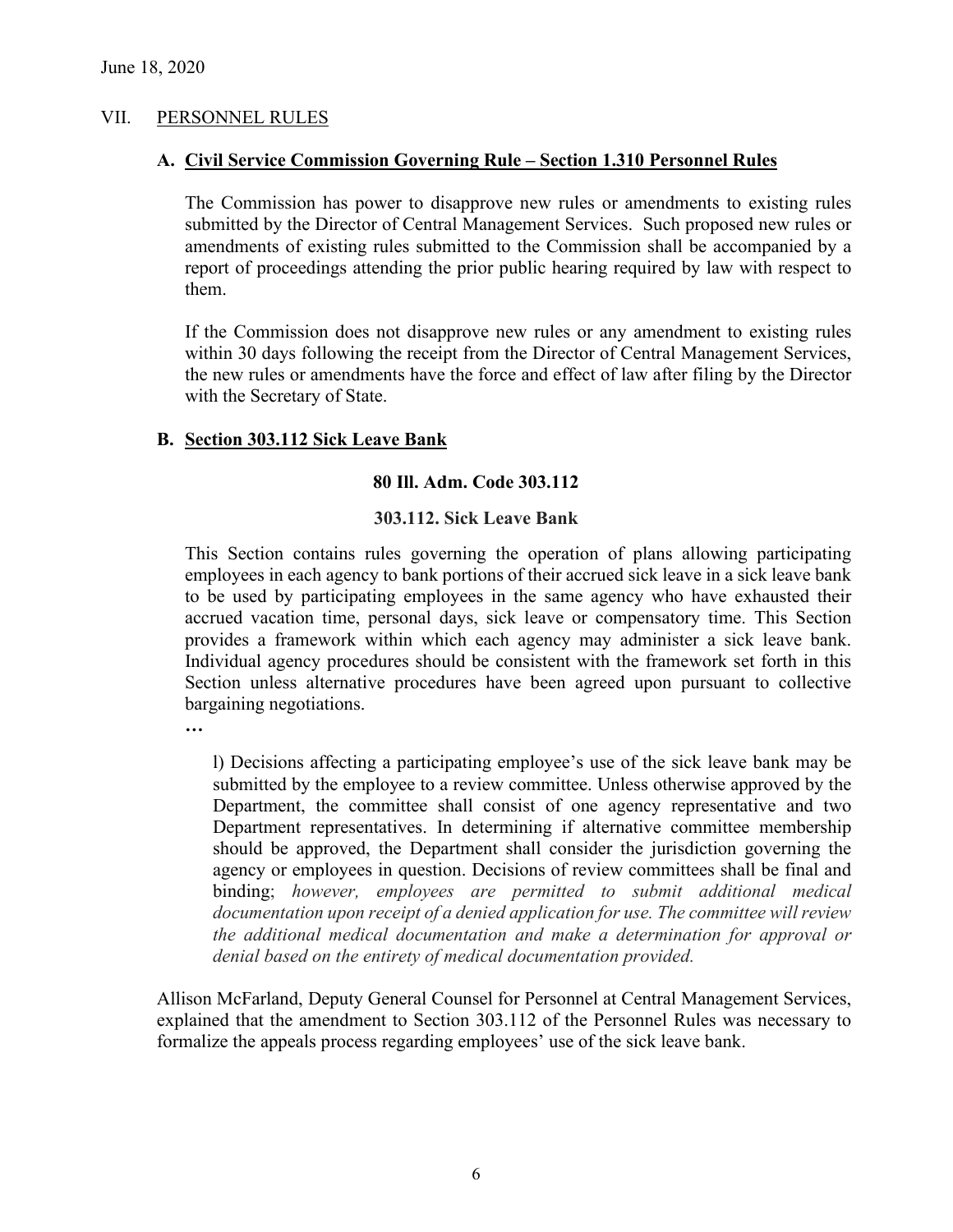June 18, 2020

## VII. PERSONNEL RULES

### A. Civil Service Commission Governing Rule – Section 1.310 Personnel Rules

The Commission has power to disapprove new rules or amendments to existing rules submitted by the Director of Central Management Services. Such proposed new rules or amendments of existing rules submitted to the Commission shall be accompanied by a report of proceedings attending the prior public hearing required by law with respect to them.

If the Commission does not disapprove new rules or any amendment to existing rules within 30 days following the receipt from the Director of Central Management Services, the new rules or amendments have the force and effect of law after filing by the Director with the Secretary of State.

### B. Section 303.112 Sick Leave Bank

**80 Ill. Adm. Code 303.112**

**303.112. Sick Leave Bank**

This Section contains rules governing the operation of plans allowing participating employees in each agency to bank portions of their accrued sick leave in a sick leave bank to be used by participating employees in the same agency who have exhausted their accrued vacation time, personal days, sick leave or compensatory time. This Section provides a framework within which each agency may administer a sick leave bank. Individual agency procedures should be consistent with the framework set forth in this Section unless alternative procedures have been agreed upon pursuant to collective bargaining negotiations.

**…**

l) Decisions affecting a participating employee's use of the sick leave bank may be submitted by the employee to a review committee. Unless otherwise approved by the Department, the committee shall consist of one agency representative and two Department representatives. In determining if alternative committee membership should be approved, the Department shall consider the jurisdiction governing the agency or employees in question. Decisions of review committees shall be final and binding; *however, employees are permitted to submit additional medical documentation upon receipt of a denied application for use. The committee will review the additional medical documentation and make a determination for approval or denial based on the entirety of medical documentation provided.*

Allison McFarland, Deputy General Counsel for Personnel at Central Management Services, explained that the amendment to Section 303.112 of the Personnel Rules was necessary to formalize the appeals process regarding employees' use of the sick leave bank.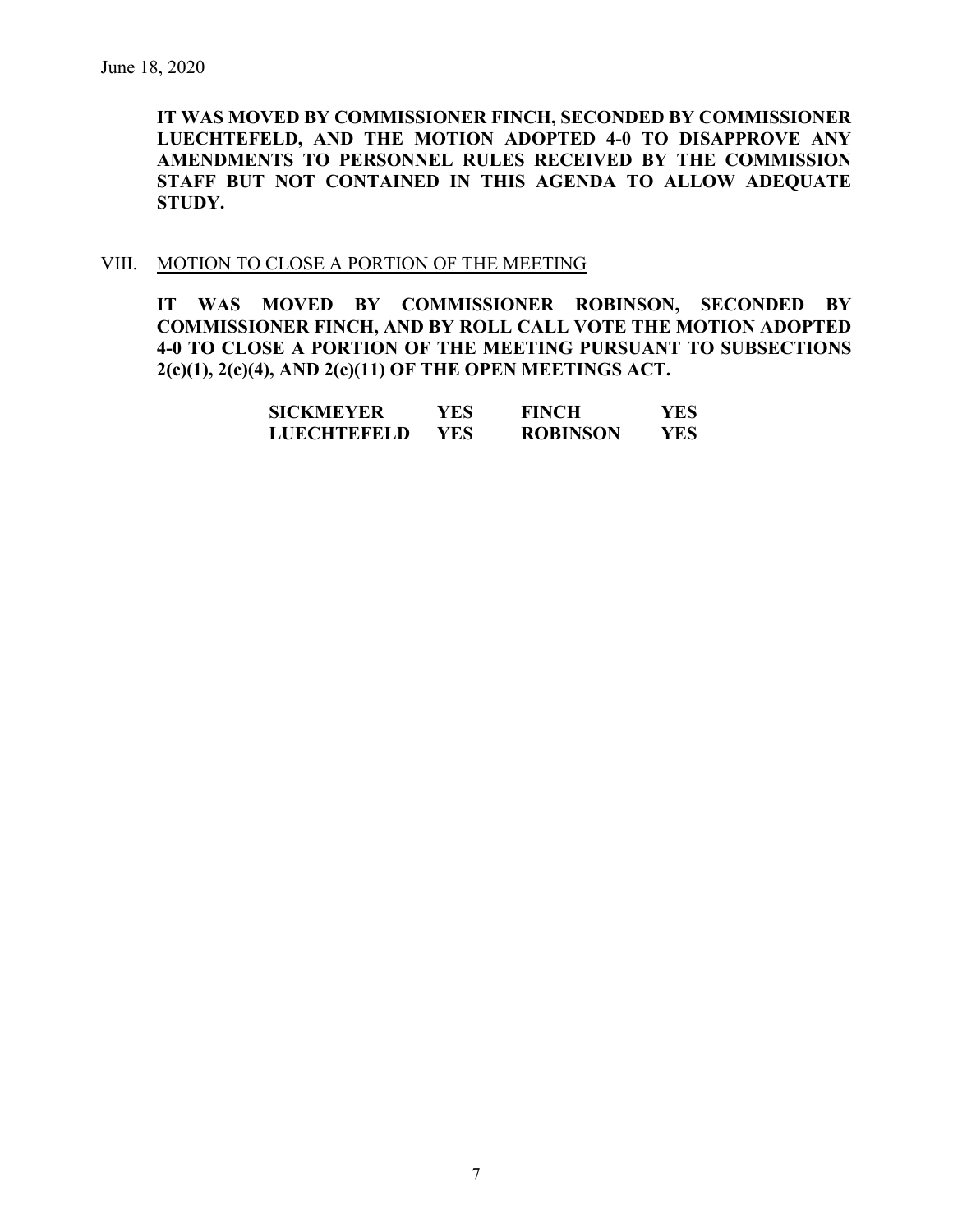June 18, 2020

**IT WAS MOVED BY COMMISSIONER FINCH, SECONDED BY COMMISSIONER LUECHTEFELD, AND THE MOTION ADOPTED 4-0 TO DISAPPROVE ANY AMENDMENTS TO PERSONNEL RULES RECEIVED BY THE COMMISSION STAFF BUT NOT CONTAINED IN THIS AGENDA TO ALLOW ADEQUATE STUDY.**

VIII. MOTION TO CLOSE A PORTION OF THE MEETING

**IT WAS MOVED BY COMMISSIONER ROBINSON, SECONDED BY COMMISSIONER FINCH, AND BY ROLL CALL VOTE THE MOTION ADOPTED 4-0 TO CLOSE A PORTION OF THE MEETING PURSUANT TO SUBSECTIONS 2(c)(1), 2(c)(4), AND 2(c)(11) OF THE OPEN MEETINGS ACT.**

| | | | |
|---|---|---|---|
| **SICKMEYER** | **YES** | **FINCH** | **YES** |
| **LUECHTEFELD** | **YES** | **ROBINSON** | **YES** |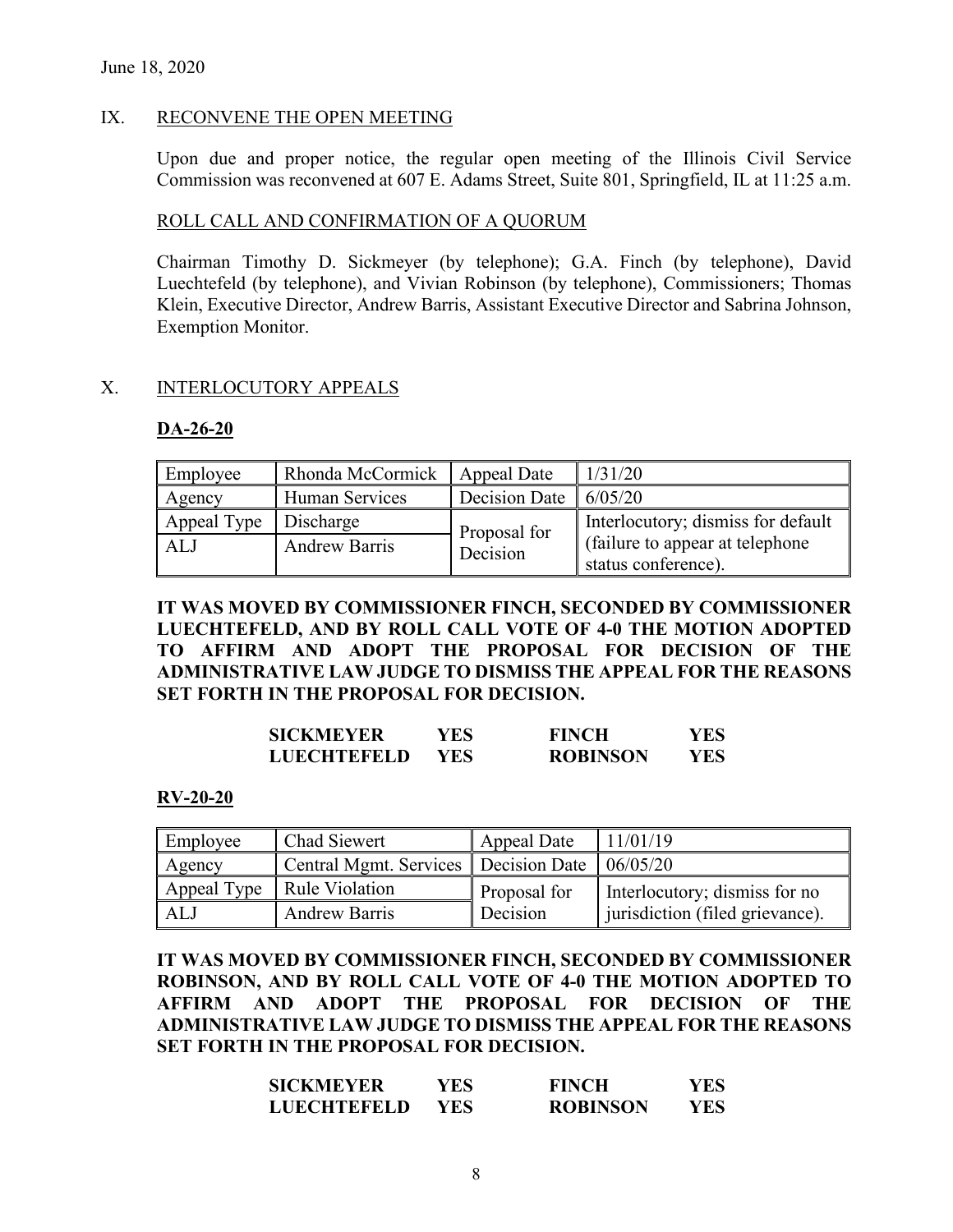June 18, 2020

## IX. RECONVENE THE OPEN MEETING

Upon due and proper notice, the regular open meeting of the Illinois Civil Service Commission was reconvened at 607 E. Adams Street, Suite 801, Springfield, IL at 11:25 a.m.

### ROLL CALL AND CONFIRMATION OF A QUORUM

Chairman Timothy D. Sickmeyer (by telephone); G.A. Finch (by telephone), David Luechtefeld (by telephone), and Vivian Robinson (by telephone), Commissioners; Thomas Klein, Executive Director, Andrew Barris, Assistant Executive Director and Sabrina Johnson, Exemption Monitor.

## X. INTERLOCUTORY APPEALS

### DA-26-20

| Employee | Rhonda McCormick | Appeal Date | 1/31/20 |
|---|---|---|---|
| Agency | Human Services | Decision Date | 6/05/20 |
| Appeal Type | Discharge | Proposal for Decision | Interlocutory; dismiss for default (failure to appear at telephone status conference). |
| ALJ | Andrew Barris | | |

**IT WAS MOVED BY COMMISSIONER FINCH, SECONDED BY COMMISSIONER LUECHTEFELD, AND BY ROLL CALL VOTE OF 4-0 THE MOTION ADOPTED TO AFFIRM AND ADOPT THE PROPOSAL FOR DECISION OF THE ADMINISTRATIVE LAW JUDGE TO DISMISS THE APPEAL FOR THE REASONS SET FORTH IN THE PROPOSAL FOR DECISION.**

| | | | |
|---|---|---|---|
| **SICKMEYER** | **YES** | **FINCH** | **YES** |
| **LUECHTEFELD** | **YES** | **ROBINSON** | **YES** |

### RV-20-20

| Employee | Chad Siewert | Appeal Date | 11/01/19 |
|---|---|---|---|
| Agency | Central Mgmt. Services | Decision Date | 06/05/20 |
| Appeal Type | Rule Violation | Proposal for Decision | Interlocutory; dismiss for no jurisdiction (filed grievance). |
| ALJ | Andrew Barris | | |

**IT WAS MOVED BY COMMISSIONER FINCH, SECONDED BY COMMISSIONER ROBINSON, AND BY ROLL CALL VOTE OF 4-0 THE MOTION ADOPTED TO AFFIRM AND ADOPT THE PROPOSAL FOR DECISION OF THE ADMINISTRATIVE LAW JUDGE TO DISMISS THE APPEAL FOR THE REASONS SET FORTH IN THE PROPOSAL FOR DECISION.**

| | | | |
|---|---|---|---|
| **SICKMEYER** | **YES** | **FINCH** | **YES** |
| **LUECHTEFELD** | **YES** | **ROBINSON** | **YES** |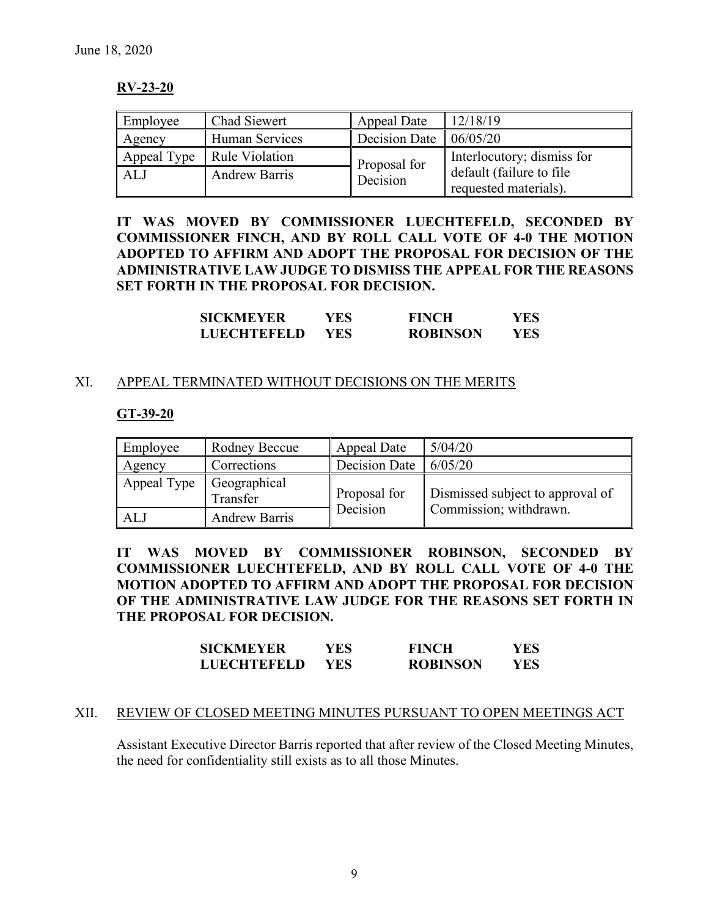June 18, 2020

**RV-23-20**

| Employee | Chad Siewert | Appeal Date | 12/18/19 |
|---|---|---|---|
| Agency | Human Services | Decision Date | 06/05/20 |
| Appeal Type | Rule Violation | Proposal for Decision | Interlocutory; dismiss for default (failure to file requested materials). |
| ALJ | Andrew Barris | | |

**IT WAS MOVED BY COMMISSIONER LUECHTEFELD, SECONDED BY COMMISSIONER FINCH, AND BY ROLL CALL VOTE OF 4-0 THE MOTION ADOPTED TO AFFIRM AND ADOPT THE PROPOSAL FOR DECISION OF THE ADMINISTRATIVE LAW JUDGE TO DISMISS THE APPEAL FOR THE REASONS SET FORTH IN THE PROPOSAL FOR DECISION.**

| | | | |
|---|---|---|---|
| **SICKMEYER** | **YES** | **FINCH** | **YES** |
| **LUECHTEFELD** | **YES** | **ROBINSON** | **YES** |

XI. APPEAL TERMINATED WITHOUT DECISIONS ON THE MERITS

**GT-39-20**

| Employee | Rodney Beccue | Appeal Date | 5/04/20 |
|---|---|---|---|
| Agency | Corrections | Decision Date | 6/05/20 |
| Appeal Type | Geographical Transfer | Proposal for Decision | Dismissed subject to approval of Commission; withdrawn. |
| ALJ | Andrew Barris | | |

**IT WAS MOVED BY COMMISSIONER ROBINSON, SECONDED BY COMMISSIONER LUECHTEFELD, AND BY ROLL CALL VOTE OF 4-0 THE MOTION ADOPTED TO AFFIRM AND ADOPT THE PROPOSAL FOR DECISION OF THE ADMINISTRATIVE LAW JUDGE FOR THE REASONS SET FORTH IN THE PROPOSAL FOR DECISION.**

| | | | |
|---|---|---|---|
| **SICKMEYER** | **YES** | **FINCH** | **YES** |
| **LUECHTEFELD** | **YES** | **ROBINSON** | **YES** |

XII. REVIEW OF CLOSED MEETING MINUTES PURSUANT TO OPEN MEETINGS ACT

Assistant Executive Director Barris reported that after review of the Closed Meeting Minutes, the need for confidentiality still exists as to all those Minutes.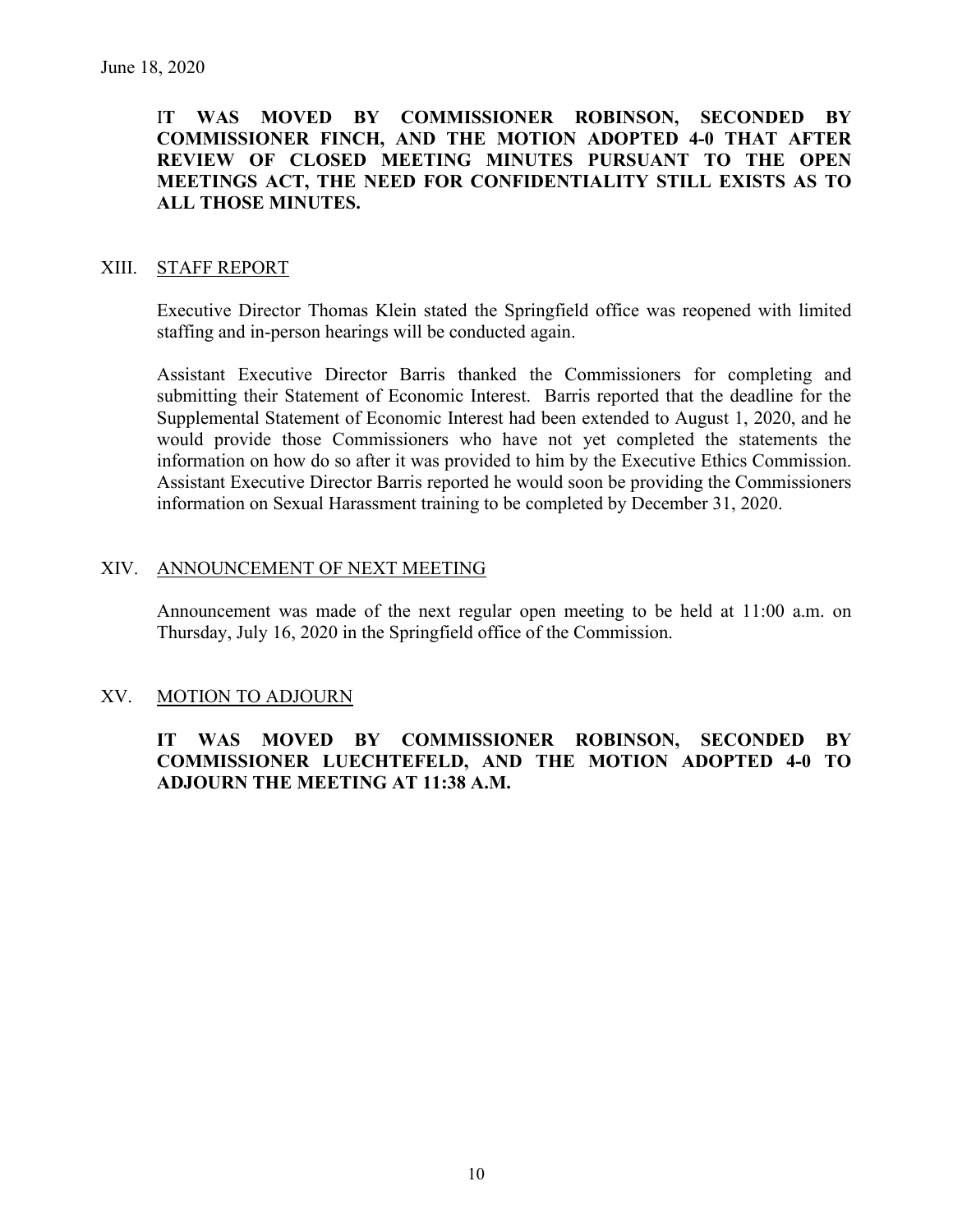June 18, 2020

**IT WAS MOVED BY COMMISSIONER ROBINSON, SECONDED BY COMMISSIONER FINCH, AND THE MOTION ADOPTED 4-0 THAT AFTER REVIEW OF CLOSED MEETING MINUTES PURSUANT TO THE OPEN MEETINGS ACT, THE NEED FOR CONFIDENTIALITY STILL EXISTS AS TO ALL THOSE MINUTES.**

## XIII. STAFF REPORT

Executive Director Thomas Klein stated the Springfield office was reopened with limited staffing and in-person hearings will be conducted again.

Assistant Executive Director Barris thanked the Commissioners for completing and submitting their Statement of Economic Interest. Barris reported that the deadline for the Supplemental Statement of Economic Interest had been extended to August 1, 2020, and he would provide those Commissioners who have not yet completed the statements the information on how do so after it was provided to him by the Executive Ethics Commission. Assistant Executive Director Barris reported he would soon be providing the Commissioners information on Sexual Harassment training to be completed by December 31, 2020.

## XIV. ANNOUNCEMENT OF NEXT MEETING

Announcement was made of the next regular open meeting to be held at 11:00 a.m. on Thursday, July 16, 2020 in the Springfield office of the Commission.

## XV. MOTION TO ADJOURN

**IT WAS MOVED BY COMMISSIONER ROBINSON, SECONDED BY COMMISSIONER LUECHTEFELD, AND THE MOTION ADOPTED 4-0 TO ADJOURN THE MEETING AT 11:38 A.M.**